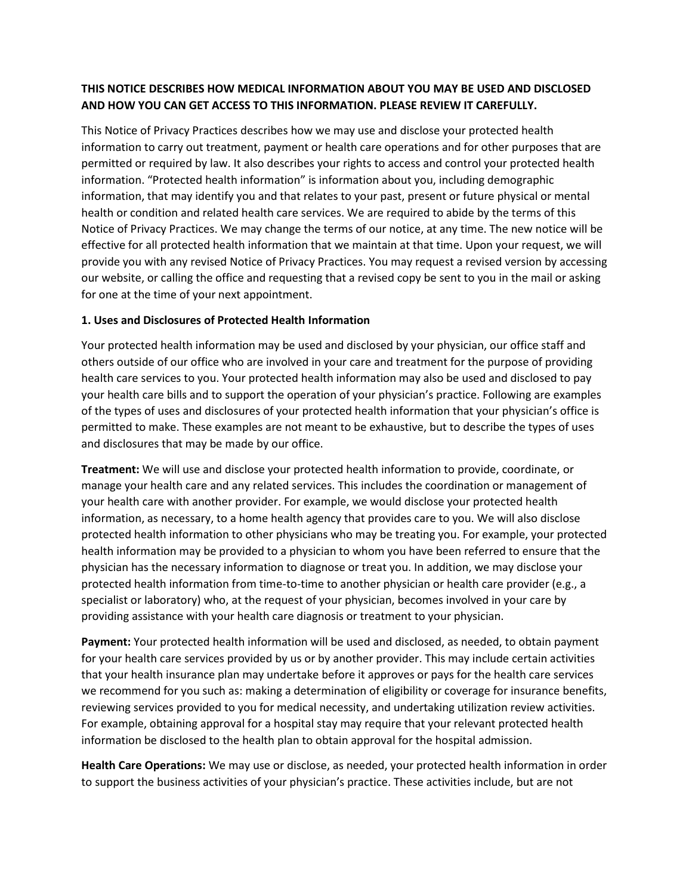**THIS NOTICE DESCRIBES HOW MEDICAL INFORMATION ABOUT YOU MAY BE USED AND DISCLOSED AND HOW YOU CAN GET ACCESS TO THIS INFORMATION. PLEASE REVIEW IT CAREFULLY.**

This Notice of Privacy Practices describes how we may use and disclose your protected health information to carry out treatment, payment or health care operations and for other purposes that are permitted or required by law. It also describes your rights to access and control your protected health information. "Protected health information" is information about you, including demographic information, that may identify you and that relates to your past, present or future physical or mental health or condition and related health care services. We are required to abide by the terms of this Notice of Privacy Practices. We may change the terms of our notice, at any time. The new notice will be effective for all protected health information that we maintain at that time. Upon your request, we will provide you with any revised Notice of Privacy Practices. You may request a revised version by accessing our website, or calling the office and requesting that a revised copy be sent to you in the mail or asking for one at the time of your next appointment.

**1. Uses and Disclosures of Protected Health Information**

Your protected health information may be used and disclosed by your physician, our office staff and others outside of our office who are involved in your care and treatment for the purpose of providing health care services to you. Your protected health information may also be used and disclosed to pay your health care bills and to support the operation of your physician's practice. Following are examples of the types of uses and disclosures of your protected health information that your physician's office is permitted to make. These examples are not meant to be exhaustive, but to describe the types of uses and disclosures that may be made by our office.

**Treatment:** We will use and disclose your protected health information to provide, coordinate, or manage your health care and any related services. This includes the coordination or management of your health care with another provider. For example, we would disclose your protected health information, as necessary, to a home health agency that provides care to you. We will also disclose protected health information to other physicians who may be treating you. For example, your protected health information may be provided to a physician to whom you have been referred to ensure that the physician has the necessary information to diagnose or treat you. In addition, we may disclose your protected health information from time-to-time to another physician or health care provider (e.g., a specialist or laboratory) who, at the request of your physician, becomes involved in your care by providing assistance with your health care diagnosis or treatment to your physician.

**Payment:** Your protected health information will be used and disclosed, as needed, to obtain payment for your health care services provided by us or by another provider. This may include certain activities that your health insurance plan may undertake before it approves or pays for the health care services we recommend for you such as: making a determination of eligibility or coverage for insurance benefits, reviewing services provided to you for medical necessity, and undertaking utilization review activities. For example, obtaining approval for a hospital stay may require that your relevant protected health information be disclosed to the health plan to obtain approval for the hospital admission.

**Health Care Operations:** We may use or disclose, as needed, your protected health information in order to support the business activities of your physician's practice. These activities include, but are not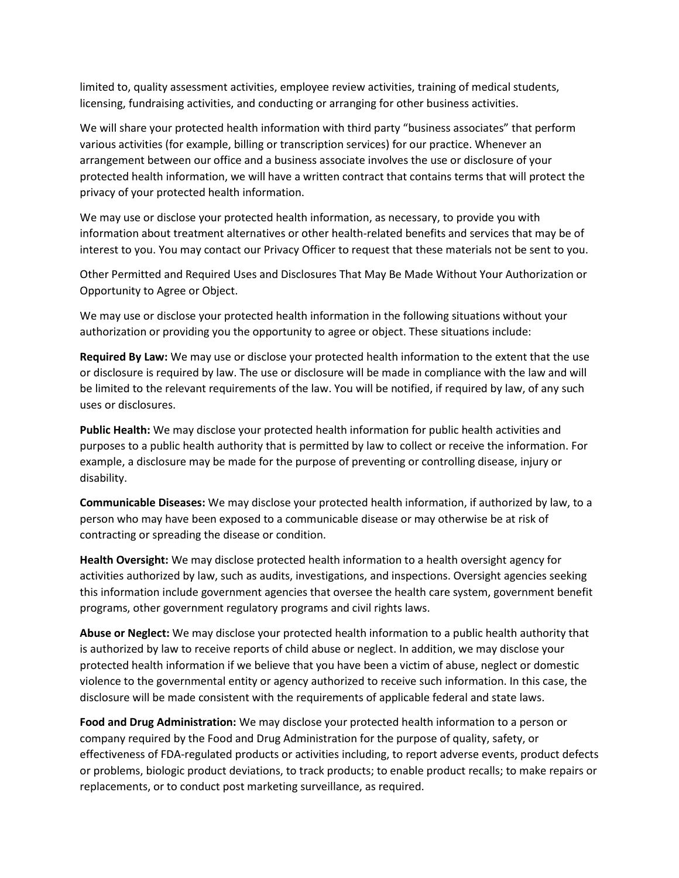limited to, quality assessment activities, employee review activities, training of medical students, licensing, fundraising activities, and conducting or arranging for other business activities.

We will share your protected health information with third party "business associates" that perform various activities (for example, billing or transcription services) for our practice. Whenever an arrangement between our office and a business associate involves the use or disclosure of your protected health information, we will have a written contract that contains terms that will protect the privacy of your protected health information.

We may use or disclose your protected health information, as necessary, to provide you with information about treatment alternatives or other health-related benefits and services that may be of interest to you. You may contact our Privacy Officer to request that these materials not be sent to you.

Other Permitted and Required Uses and Disclosures That May Be Made Without Your Authorization or Opportunity to Agree or Object.

We may use or disclose your protected health information in the following situations without your authorization or providing you the opportunity to agree or object. These situations include:

**Required By Law:** We may use or disclose your protected health information to the extent that the use or disclosure is required by law. The use or disclosure will be made in compliance with the law and will be limited to the relevant requirements of the law. You will be notified, if required by law, of any such uses or disclosures.

**Public Health:** We may disclose your protected health information for public health activities and purposes to a public health authority that is permitted by law to collect or receive the information. For example, a disclosure may be made for the purpose of preventing or controlling disease, injury or disability.

**Communicable Diseases:** We may disclose your protected health information, if authorized by law, to a person who may have been exposed to a communicable disease or may otherwise be at risk of contracting or spreading the disease or condition.

**Health Oversight:** We may disclose protected health information to a health oversight agency for activities authorized by law, such as audits, investigations, and inspections. Oversight agencies seeking this information include government agencies that oversee the health care system, government benefit programs, other government regulatory programs and civil rights laws.

**Abuse or Neglect:** We may disclose your protected health information to a public health authority that is authorized by law to receive reports of child abuse or neglect. In addition, we may disclose your protected health information if we believe that you have been a victim of abuse, neglect or domestic violence to the governmental entity or agency authorized to receive such information. In this case, the disclosure will be made consistent with the requirements of applicable federal and state laws.

**Food and Drug Administration:** We may disclose your protected health information to a person or company required by the Food and Drug Administration for the purpose of quality, safety, or effectiveness of FDA-regulated products or activities including, to report adverse events, product defects or problems, biologic product deviations, to track products; to enable product recalls; to make repairs or replacements, or to conduct post marketing surveillance, as required.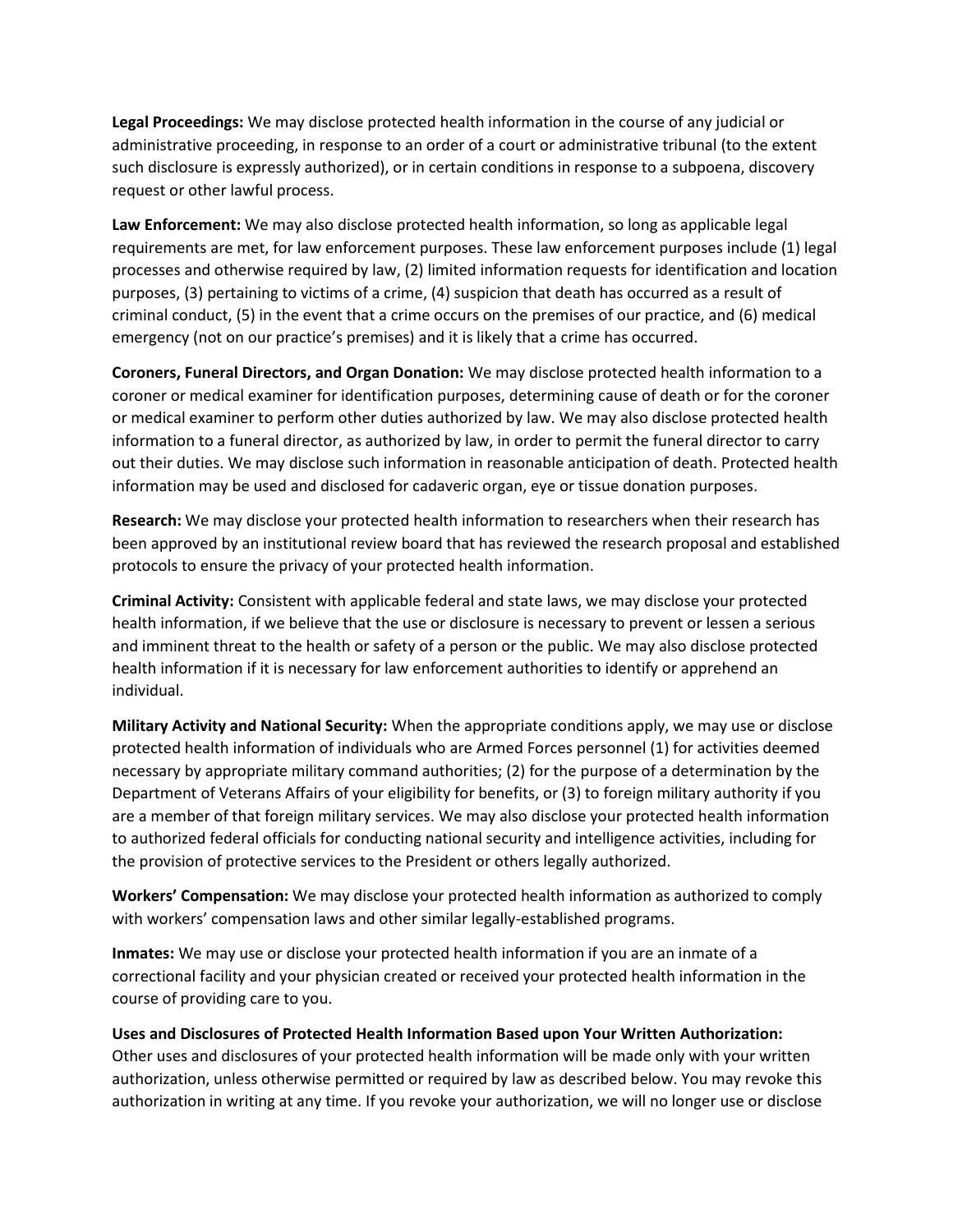**Legal Proceedings:** We may disclose protected health information in the course of any judicial or administrative proceeding, in response to an order of a court or administrative tribunal (to the extent such disclosure is expressly authorized), or in certain conditions in response to a subpoena, discovery request or other lawful process.

**Law Enforcement:** We may also disclose protected health information, so long as applicable legal requirements are met, for law enforcement purposes. These law enforcement purposes include (1) legal processes and otherwise required by law, (2) limited information requests for identification and location purposes, (3) pertaining to victims of a crime, (4) suspicion that death has occurred as a result of criminal conduct, (5) in the event that a crime occurs on the premises of our practice, and (6) medical emergency (not on our practice's premises) and it is likely that a crime has occurred.

**Coroners, Funeral Directors, and Organ Donation:** We may disclose protected health information to a coroner or medical examiner for identification purposes, determining cause of death or for the coroner or medical examiner to perform other duties authorized by law. We may also disclose protected health information to a funeral director, as authorized by law, in order to permit the funeral director to carry out their duties. We may disclose such information in reasonable anticipation of death. Protected health information may be used and disclosed for cadaveric organ, eye or tissue donation purposes.

**Research:** We may disclose your protected health information to researchers when their research has been approved by an institutional review board that has reviewed the research proposal and established protocols to ensure the privacy of your protected health information.

**Criminal Activity:** Consistent with applicable federal and state laws, we may disclose your protected health information, if we believe that the use or disclosure is necessary to prevent or lessen a serious and imminent threat to the health or safety of a person or the public. We may also disclose protected health information if it is necessary for law enforcement authorities to identify or apprehend an individual.

**Military Activity and National Security:** When the appropriate conditions apply, we may use or disclose protected health information of individuals who are Armed Forces personnel (1) for activities deemed necessary by appropriate military command authorities; (2) for the purpose of a determination by the Department of Veterans Affairs of your eligibility for benefits, or (3) to foreign military authority if you are a member of that foreign military services. We may also disclose your protected health information to authorized federal officials for conducting national security and intelligence activities, including for the provision of protective services to the President or others legally authorized.

**Workers' Compensation:** We may disclose your protected health information as authorized to comply with workers' compensation laws and other similar legally-established programs.

**Inmates:** We may use or disclose your protected health information if you are an inmate of a correctional facility and your physician created or received your protected health information in the course of providing care to you.

**Uses and Disclosures of Protected Health Information Based upon Your Written Authorization:**
Other uses and disclosures of your protected health information will be made only with your written authorization, unless otherwise permitted or required by law as described below. You may revoke this authorization in writing at any time. If you revoke your authorization, we will no longer use or disclose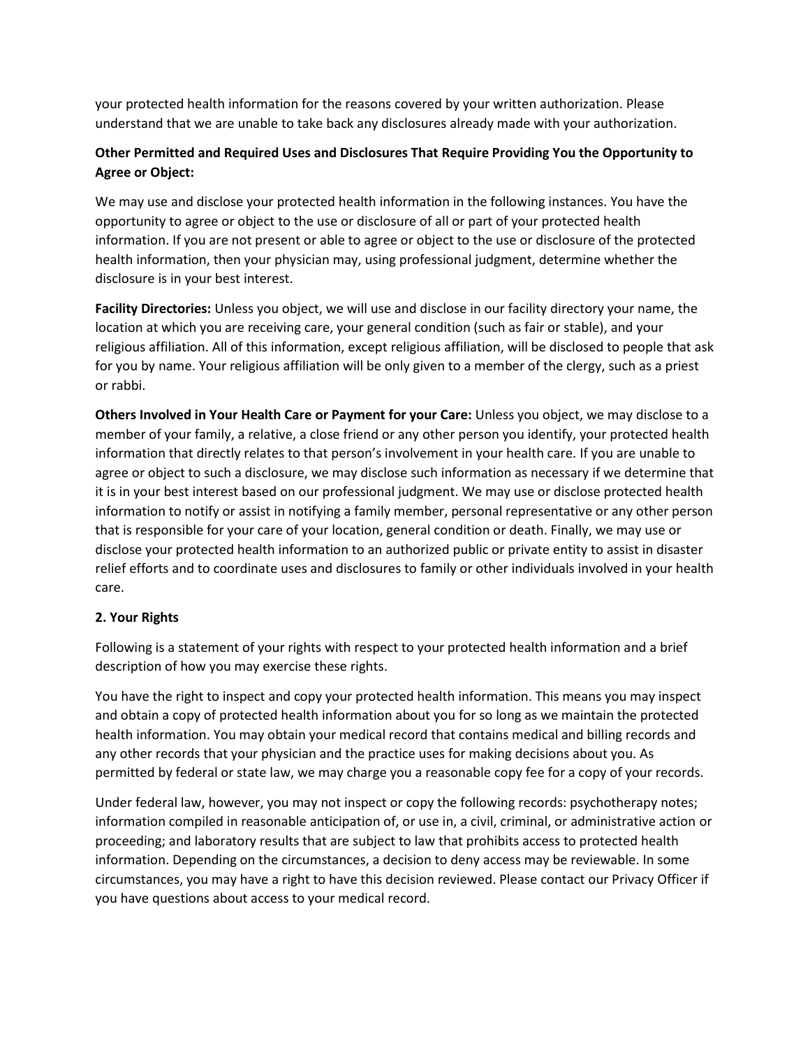your protected health information for the reasons covered by your written authorization. Please understand that we are unable to take back any disclosures already made with your authorization.

**Other Permitted and Required Uses and Disclosures That Require Providing You the Opportunity to Agree or Object:**

We may use and disclose your protected health information in the following instances. You have the opportunity to agree or object to the use or disclosure of all or part of your protected health information. If you are not present or able to agree or object to the use or disclosure of the protected health information, then your physician may, using professional judgment, determine whether the disclosure is in your best interest.

**Facility Directories:** Unless you object, we will use and disclose in our facility directory your name, the location at which you are receiving care, your general condition (such as fair or stable), and your religious affiliation. All of this information, except religious affiliation, will be disclosed to people that ask for you by name. Your religious affiliation will be only given to a member of the clergy, such as a priest or rabbi.

**Others Involved in Your Health Care or Payment for your Care:** Unless you object, we may disclose to a member of your family, a relative, a close friend or any other person you identify, your protected health information that directly relates to that person's involvement in your health care. If you are unable to agree or object to such a disclosure, we may disclose such information as necessary if we determine that it is in your best interest based on our professional judgment. We may use or disclose protected health information to notify or assist in notifying a family member, personal representative or any other person that is responsible for your care of your location, general condition or death. Finally, we may use or disclose your protected health information to an authorized public or private entity to assist in disaster relief efforts and to coordinate uses and disclosures to family or other individuals involved in your health care.

**2. Your Rights**

Following is a statement of your rights with respect to your protected health information and a brief description of how you may exercise these rights.

You have the right to inspect and copy your protected health information. This means you may inspect and obtain a copy of protected health information about you for so long as we maintain the protected health information. You may obtain your medical record that contains medical and billing records and any other records that your physician and the practice uses for making decisions about you. As permitted by federal or state law, we may charge you a reasonable copy fee for a copy of your records.

Under federal law, however, you may not inspect or copy the following records: psychotherapy notes; information compiled in reasonable anticipation of, or use in, a civil, criminal, or administrative action or proceeding; and laboratory results that are subject to law that prohibits access to protected health information. Depending on the circumstances, a decision to deny access may be reviewable. In some circumstances, you may have a right to have this decision reviewed. Please contact our Privacy Officer if you have questions about access to your medical record.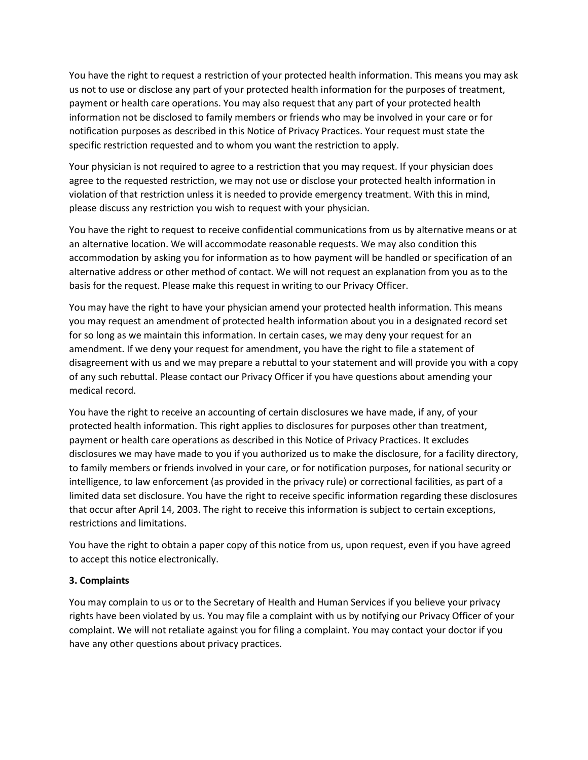You have the right to request a restriction of your protected health information. This means you may ask us not to use or disclose any part of your protected health information for the purposes of treatment, payment or health care operations. You may also request that any part of your protected health information not be disclosed to family members or friends who may be involved in your care or for notification purposes as described in this Notice of Privacy Practices. Your request must state the specific restriction requested and to whom you want the restriction to apply.

Your physician is not required to agree to a restriction that you may request. If your physician does agree to the requested restriction, we may not use or disclose your protected health information in violation of that restriction unless it is needed to provide emergency treatment. With this in mind, please discuss any restriction you wish to request with your physician.

You have the right to request to receive confidential communications from us by alternative means or at an alternative location. We will accommodate reasonable requests. We may also condition this accommodation by asking you for information as to how payment will be handled or specification of an alternative address or other method of contact. We will not request an explanation from you as to the basis for the request. Please make this request in writing to our Privacy Officer.

You may have the right to have your physician amend your protected health information. This means you may request an amendment of protected health information about you in a designated record set for so long as we maintain this information. In certain cases, we may deny your request for an amendment. If we deny your request for amendment, you have the right to file a statement of disagreement with us and we may prepare a rebuttal to your statement and will provide you with a copy of any such rebuttal. Please contact our Privacy Officer if you have questions about amending your medical record.

You have the right to receive an accounting of certain disclosures we have made, if any, of your protected health information. This right applies to disclosures for purposes other than treatment, payment or health care operations as described in this Notice of Privacy Practices. It excludes disclosures we may have made to you if you authorized us to make the disclosure, for a facility directory, to family members or friends involved in your care, or for notification purposes, for national security or intelligence, to law enforcement (as provided in the privacy rule) or correctional facilities, as part of a limited data set disclosure. You have the right to receive specific information regarding these disclosures that occur after April 14, 2003. The right to receive this information is subject to certain exceptions, restrictions and limitations.

You have the right to obtain a paper copy of this notice from us, upon request, even if you have agreed to accept this notice electronically.

**3. Complaints**

You may complain to us or to the Secretary of Health and Human Services if you believe your privacy rights have been violated by us. You may file a complaint with us by notifying our Privacy Officer of your complaint. We will not retaliate against you for filing a complaint. You may contact your doctor if you have any other questions about privacy practices.